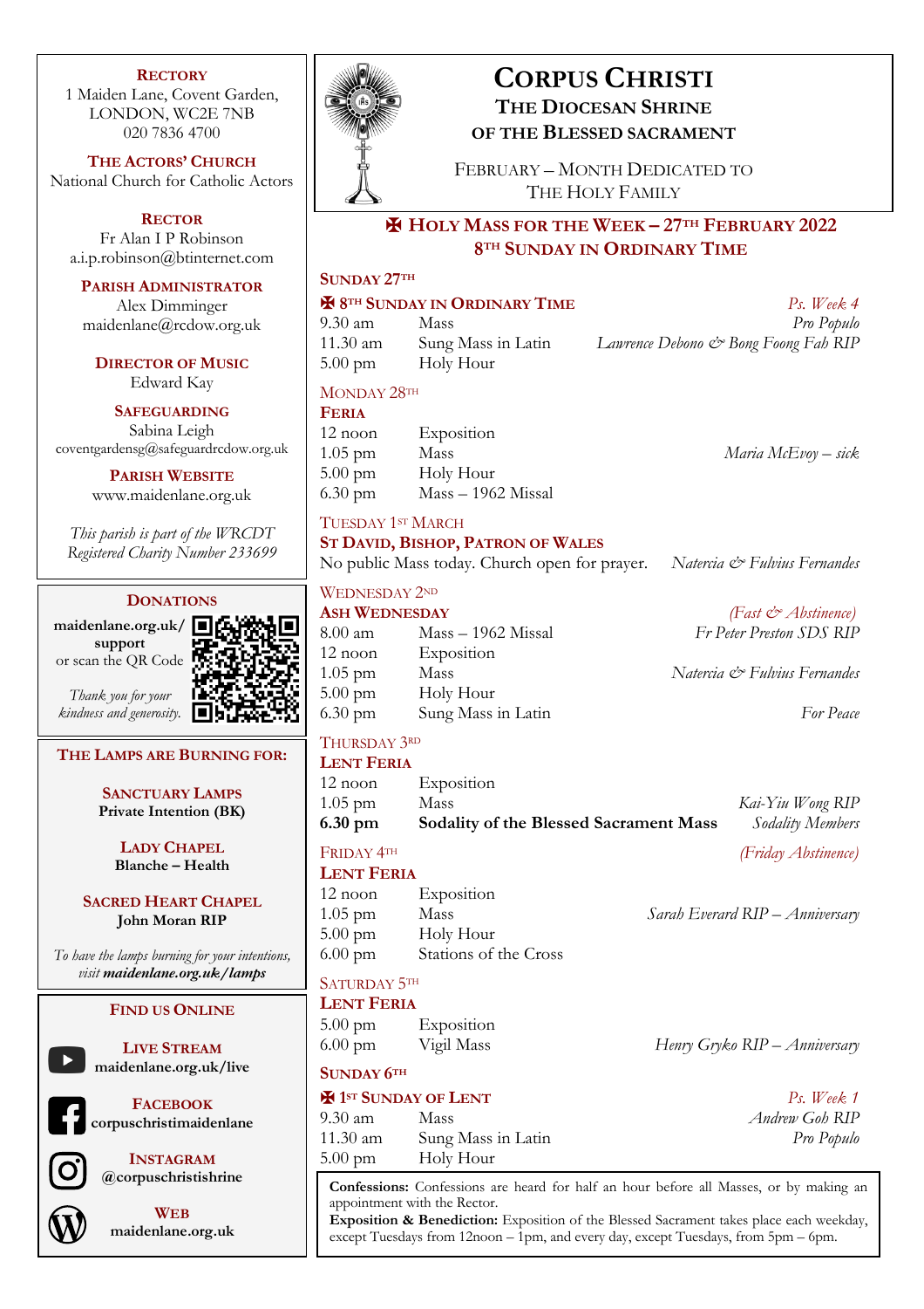# Corpus Christi

## The Diocesan Shrine of the Blessed Sacrament

February – Month Dedicated to The Holy Family

## ✠ Holy Mass for the Week – 27th February 2022
### 8th Sunday in Ordinary Time

**Sunday 27th**

**✠ 8th Sunday in Ordinary Time** — *Ps. Week 4*

| | | |
|---|---|---|
| 9.30 am | Mass | *Pro Populo* |
| 11.30 am | Sung Mass in Latin | *Lawrence Debono & Bong Foong Fah RIP* |
| 5.00 pm | Holy Hour | |

**Monday 28th**

**Feria**

| | | |
|---|---|---|
| 12 noon | Exposition | |
| 1.05 pm | Mass | *Maria McEvoy – sick* |
| 5.00 pm | Holy Hour | |
| 6.30 pm | Mass – 1962 Missal | |

**Tuesday 1st March**

**St David, Bishop, Patron of Wales**

No public Mass today. Church open for prayer. — *Natercia & Fulvius Fernandes*

**Wednesday 2nd**

**Ash Wednesday** — *(Fast & Abstinence)*

| | | |
|---|---|---|
| 8.00 am | Mass – 1962 Missal | *Fr Peter Preston SDS RIP* |
| 12 noon | Exposition | |
| 1.05 pm | Mass | *Natercia & Fulvius Fernandes* |
| 5.00 pm | Holy Hour | |
| 6.30 pm | Sung Mass in Latin | *For Peace* |

**Thursday 3rd**

**Lent Feria**

| | | |
|---|---|---|
| 12 noon | Exposition | |
| 1.05 pm | Mass | *Kai-Yiu Wong RIP* |
| **6.30 pm** | **Sodality of the Blessed Sacrament Mass** | *Sodality Members* |

**Friday 4th** — *(Friday Abstinence)*

**Lent Feria**

| | | |
|---|---|---|
| 12 noon | Exposition | |
| 1.05 pm | Mass | *Sarah Everard RIP – Anniversary* |
| 5.00 pm | Holy Hour | |
| 6.00 pm | Stations of the Cross | |

**Saturday 5th**

**Lent Feria**

| | | |
|---|---|---|
| 5.00 pm | Exposition | |
| 6.00 pm | Vigil Mass | *Henry Gryko RIP – Anniversary* |

**Sunday 6th**

**✠ 1st Sunday of Lent** — *Ps. Week 1*

| | | |
|---|---|---|
| 9.30 am | Mass | *Andrew Goh RIP* |
| 11.30 am | Sung Mass in Latin | *Pro Populo* |
| 5.00 pm | Holy Hour | |

**Confessions:** Confessions are heard for half an hour before all Masses, or by making an appointment with the Rector.

**Exposition & Benediction:** Exposition of the Blessed Sacrament takes place each weekday, except Tuesdays from 12noon – 1pm, and every day, except Tuesdays, from 5pm – 6pm.

---

**Rectory**
1 Maiden Lane, Covent Garden,
LONDON, WC2E 7NB
020 7836 4700

**The Actors' Church**
National Church for Catholic Actors

**Rector**
Fr Alan I P Robinson
a.i.p.robinson@btinternet.com

**Parish Administrator**
Alex Dimminger
maidenlane@rcdow.org.uk

**Director of Music**
Edward Kay

**Safeguarding**
Sabina Leigh
coventgardensg@safeguardrcdow.org.uk

**Parish Website**
www.maidenlane.org.uk

*This parish is part of the WRCDT*
*Registered Charity Number 233699*

**Donations**

**maidenlane.org.uk/support**
or scan the QR Code

*Thank you for your kindness and generosity.*

**The Lamps are Burning for:**

**Sanctuary Lamps**
**Private Intention (BK)**

**Lady Chapel**
**Blanche – Health**

**Sacred Heart Chapel**
**John Moran RIP**

*To have the lamps burning for your intentions, visit **maidenlane.org.uk/lamps***

**Find us Online**

**Live Stream**
**maidenlane.org.uk/live**

**Facebook**
**corpuschristimaidenlane**

**Instagram**
**@corpuschristishrine**

**Web**
**maidenlane.org.uk**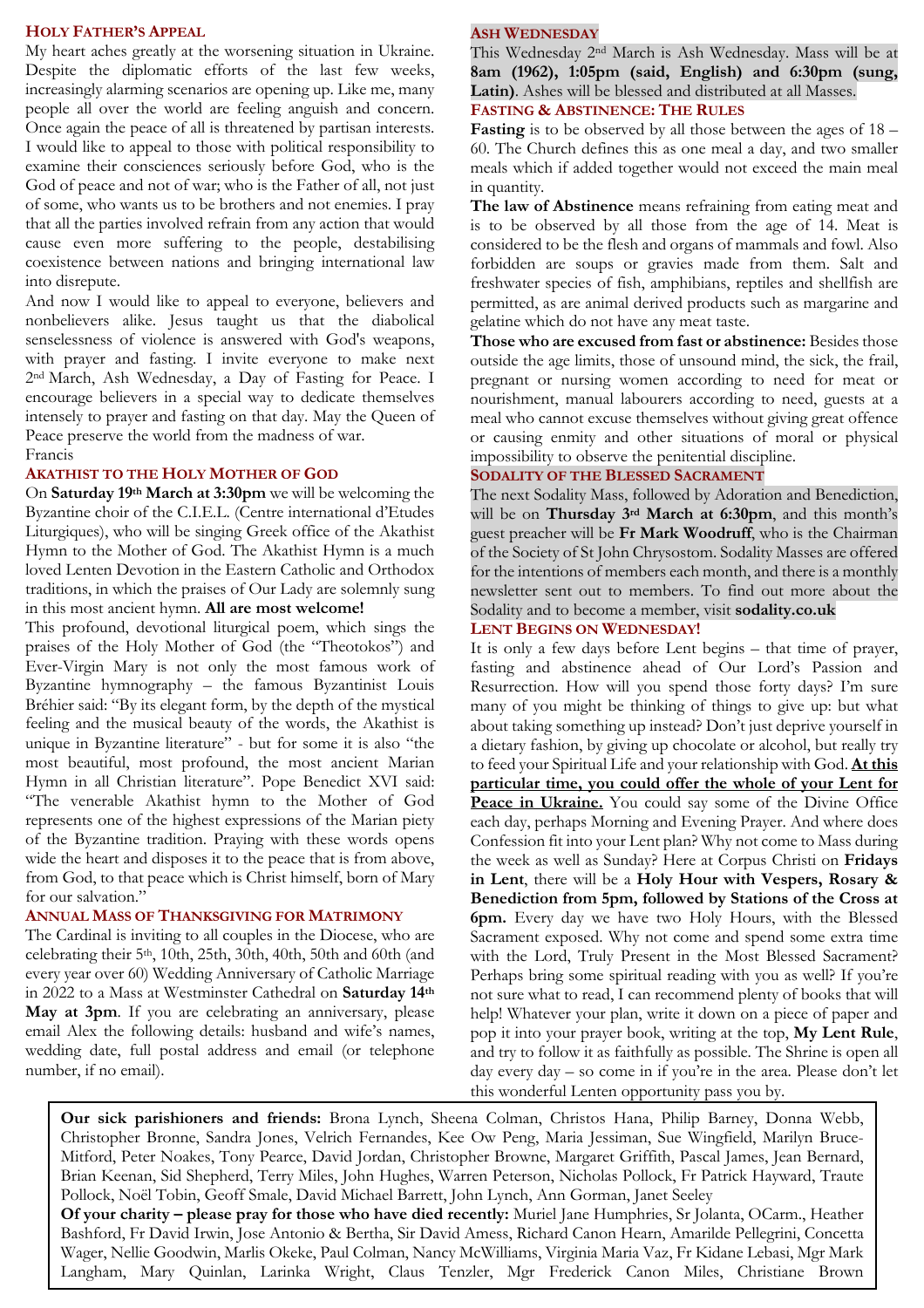## Holy Father's Appeal

My heart aches greatly at the worsening situation in Ukraine. Despite the diplomatic efforts of the last few weeks, increasingly alarming scenarios are opening up. Like me, many people all over the world are feeling anguish and concern. Once again the peace of all is threatened by partisan interests. I would like to appeal to those with political responsibility to examine their consciences seriously before God, who is the God of peace and not of war; who is the Father of all, not just of some, who wants us to be brothers and not enemies. I pray that all the parties involved refrain from any action that would cause even more suffering to the people, destabilising coexistence between nations and bringing international law into disrepute.

And now I would like to appeal to everyone, believers and nonbelievers alike. Jesus taught us that the diabolical senselessness of violence is answered with God's weapons, with prayer and fasting. I invite everyone to make next 2nd March, Ash Wednesday, a Day of Fasting for Peace. I encourage believers in a special way to dedicate themselves intensely to prayer and fasting on that day. May the Queen of Peace preserve the world from the madness of war.

Francis

## Akathist to the Holy Mother of God

On **Saturday 19th March at 3:30pm** we will be welcoming the Byzantine choir of the C.I.E.L. (Centre international d'Etudes Liturgiques), who will be singing Greek office of the Akathist Hymn to the Mother of God. The Akathist Hymn is a much loved Lenten Devotion in the Eastern Catholic and Orthodox traditions, in which the praises of Our Lady are solemnly sung in this most ancient hymn. **All are most welcome!**

This profound, devotional liturgical poem, which sings the praises of the Holy Mother of God (the "Theotokos") and Ever-Virgin Mary is not only the most famous work of Byzantine hymnography – the famous Byzantinist Louis Bréhier said: "By its elegant form, by the depth of the mystical feeling and the musical beauty of the words, the Akathist is unique in Byzantine literature" - but for some it is also "the most beautiful, most profound, the most ancient Marian Hymn in all Christian literature". Pope Benedict XVI said: "The venerable Akathist hymn to the Mother of God represents one of the highest expressions of the Marian piety of the Byzantine tradition. Praying with these words opens wide the heart and disposes it to the peace that is from above, from God, to that peace which is Christ himself, born of Mary for our salvation."

## Annual Mass of Thanksgiving for Matrimony

The Cardinal is inviting to all couples in the Diocese, who are celebrating their 5th, 10th, 25th, 30th, 40th, 50th and 60th (and every year over 60) Wedding Anniversary of Catholic Marriage in 2022 to a Mass at Westminster Cathedral on **Saturday 14th May at 3pm**. If you are celebrating an anniversary, please email Alex the following details: husband and wife's names, wedding date, full postal address and email (or telephone number, if no email).

## Ash Wednesday

This Wednesday 2nd March is Ash Wednesday. Mass will be at **8am (1962), 1:05pm (said, English) and 6:30pm (sung, Latin)**. Ashes will be blessed and distributed at all Masses.

## Fasting & Abstinence: The Rules

**Fasting** is to be observed by all those between the ages of 18 – 60. The Church defines this as one meal a day, and two smaller meals which if added together would not exceed the main meal in quantity.

**The law of Abstinence** means refraining from eating meat and is to be observed by all those from the age of 14. Meat is considered to be the flesh and organs of mammals and fowl. Also forbidden are soups or gravies made from them. Salt and freshwater species of fish, amphibians, reptiles and shellfish are permitted, as are animal derived products such as margarine and gelatine which do not have any meat taste.

**Those who are excused from fast or abstinence:** Besides those outside the age limits, those of unsound mind, the sick, the frail, pregnant or nursing women according to need for meat or nourishment, manual labourers according to need, guests at a meal who cannot excuse themselves without giving great offence or causing enmity and other situations of moral or physical impossibility to observe the penitential discipline.

## Sodality of the Blessed Sacrament

The next Sodality Mass, followed by Adoration and Benediction, will be on **Thursday 3rd March at 6:30pm**, and this month's guest preacher will be **Fr Mark Woodruff**, who is the Chairman of the Society of St John Chrysostom. Sodality Masses are offered for the intentions of members each month, and there is a monthly newsletter sent out to members. To find out more about the Sodality and to become a member, visit **sodality.co.uk**

## Lent Begins on Wednesday!

It is only a few days before Lent begins – that time of prayer, fasting and abstinence ahead of Our Lord's Passion and Resurrection. How will you spend those forty days? I'm sure many of you might be thinking of things to give up: but what about taking something up instead? Don't just deprive yourself in a dietary fashion, by giving up chocolate or alcohol, but really try to feed your Spiritual Life and your relationship with God. **At this particular time, you could offer the whole of your Lent for Peace in Ukraine.** You could say some of the Divine Office each day, perhaps Morning and Evening Prayer. And where does Confession fit into your Lent plan? Why not come to Mass during the week as well as Sunday? Here at Corpus Christi on **Fridays in Lent**, there will be a **Holy Hour with Vespers, Rosary & Benediction from 5pm, followed by Stations of the Cross at 6pm.** Every day we have two Holy Hours, with the Blessed Sacrament exposed. Why not come and spend some extra time with the Lord, Truly Present in the Most Blessed Sacrament? Perhaps bring some spiritual reading with you as well? If you're not sure what to read, I can recommend plenty of books that will help! Whatever your plan, write it down on a piece of paper and pop it into your prayer book, writing at the top, **My Lent Rule**, and try to follow it as faithfully as possible. The Shrine is open all day every day – so come in if you're in the area. Please don't let this wonderful Lenten opportunity pass you by.

**Our sick parishioners and friends:** Brona Lynch, Sheena Colman, Christos Hana, Philip Barney, Donna Webb, Christopher Bronne, Sandra Jones, Velrich Fernandes, Kee Ow Peng, Maria Jessiman, Sue Wingfield, Marilyn Bruce-Mitford, Peter Noakes, Tony Pearce, David Jordan, Christopher Browne, Margaret Griffith, Pascal James, Jean Bernard, Brian Keenan, Sid Shepherd, Terry Miles, John Hughes, Warren Peterson, Nicholas Pollock, Fr Patrick Hayward, Traute Pollock, Noël Tobin, Geoff Smale, David Michael Barrett, John Lynch, Ann Gorman, Janet Seeley

**Of your charity – please pray for those who have died recently:** Muriel Jane Humphries, Sr Jolanta, OCarm., Heather Bashford, Fr David Irwin, Jose Antonio & Bertha, Sir David Amess, Richard Canon Hearn, Amarilde Pellegrini, Concetta Wager, Nellie Goodwin, Marlis Okeke, Paul Colman, Nancy McWilliams, Virginia Maria Vaz, Fr Kidane Lebasi, Mgr Mark Langham, Mary Quinlan, Larinka Wright, Claus Tenzler, Mgr Frederick Canon Miles, Christiane Brown